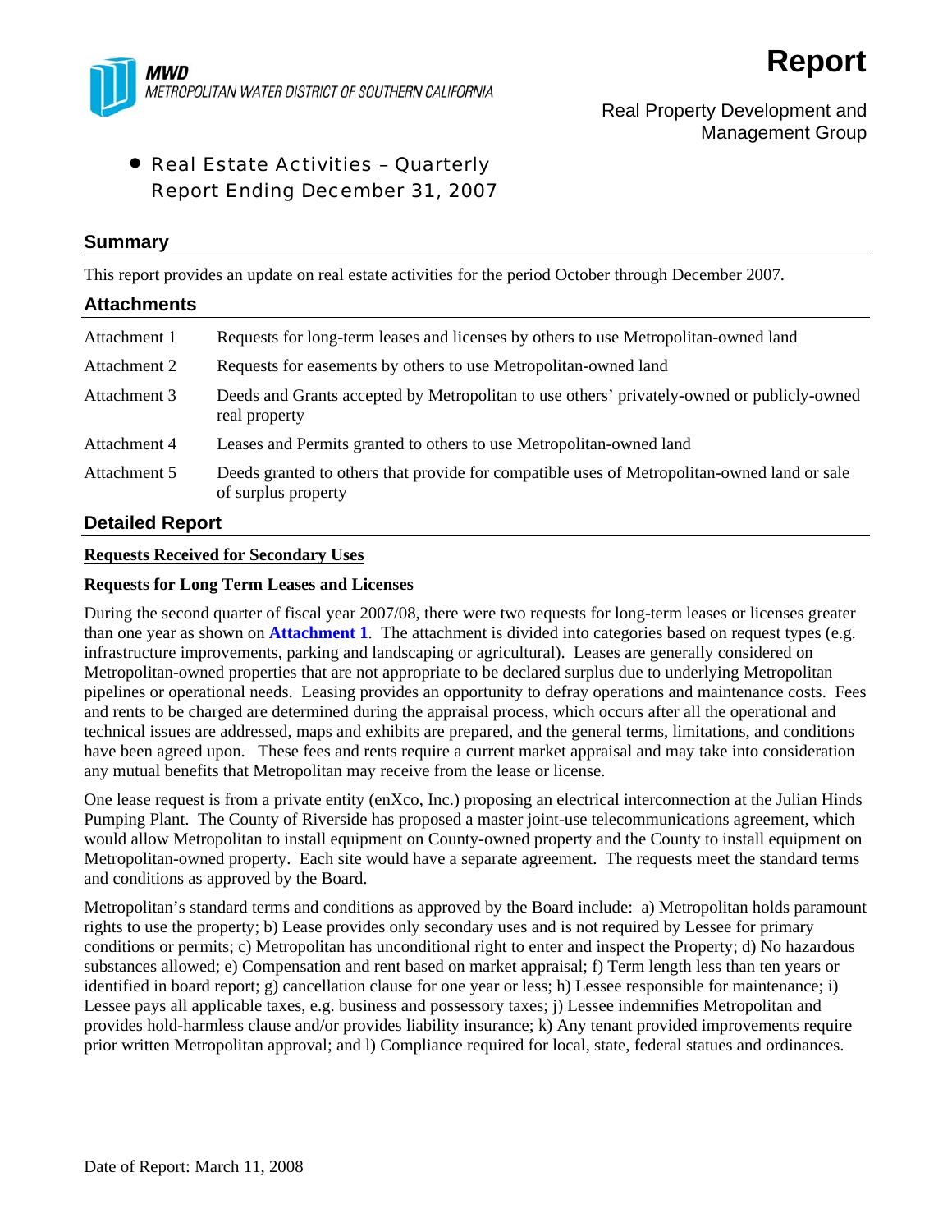MWD
METROPOLITAN WATER DISTRICT OF SOUTHERN CALIFORNIA

# Report

Real Property Development and Management Group

- Real Estate Activities – Quarterly Report Ending December 31, 2007

## Summary

This report provides an update on real estate activities for the period October through December 2007.

## Attachments

| | |
|---|---|
| Attachment 1 | Requests for long-term leases and licenses by others to use Metropolitan-owned land |
| Attachment 2 | Requests for easements by others to use Metropolitan-owned land |
| Attachment 3 | Deeds and Grants accepted by Metropolitan to use others' privately-owned or publicly-owned real property |
| Attachment 4 | Leases and Permits granted to others to use Metropolitan-owned land |
| Attachment 5 | Deeds granted to others that provide for compatible uses of Metropolitan-owned land or sale of surplus property |

## Detailed Report

**Requests Received for Secondary Uses**

**Requests for Long Term Leases and Licenses**

During the second quarter of fiscal year 2007/08, there were two requests for long-term leases or licenses greater than one year as shown on **Attachment 1**. The attachment is divided into categories based on request types (e.g. infrastructure improvements, parking and landscaping or agricultural). Leases are generally considered on Metropolitan-owned properties that are not appropriate to be declared surplus due to underlying Metropolitan pipelines or operational needs. Leasing provides an opportunity to defray operations and maintenance costs. Fees and rents to be charged are determined during the appraisal process, which occurs after all the operational and technical issues are addressed, maps and exhibits are prepared, and the general terms, limitations, and conditions have been agreed upon. These fees and rents require a current market appraisal and may take into consideration any mutual benefits that Metropolitan may receive from the lease or license.

One lease request is from a private entity (enXco, Inc.) proposing an electrical interconnection at the Julian Hinds Pumping Plant. The County of Riverside has proposed a master joint-use telecommunications agreement, which would allow Metropolitan to install equipment on County-owned property and the County to install equipment on Metropolitan-owned property. Each site would have a separate agreement. The requests meet the standard terms and conditions as approved by the Board.

Metropolitan's standard terms and conditions as approved by the Board include: a) Metropolitan holds paramount rights to use the property; b) Lease provides only secondary uses and is not required by Lessee for primary conditions or permits; c) Metropolitan has unconditional right to enter and inspect the Property; d) No hazardous substances allowed; e) Compensation and rent based on market appraisal; f) Term length less than ten years or identified in board report; g) cancellation clause for one year or less; h) Lessee responsible for maintenance; i) Lessee pays all applicable taxes, e.g. business and possessory taxes; j) Lessee indemnifies Metropolitan and provides hold-harmless clause and/or provides liability insurance; k) Any tenant provided improvements require prior written Metropolitan approval; and l) Compliance required for local, state, federal statues and ordinances.

Date of Report: March 11, 2008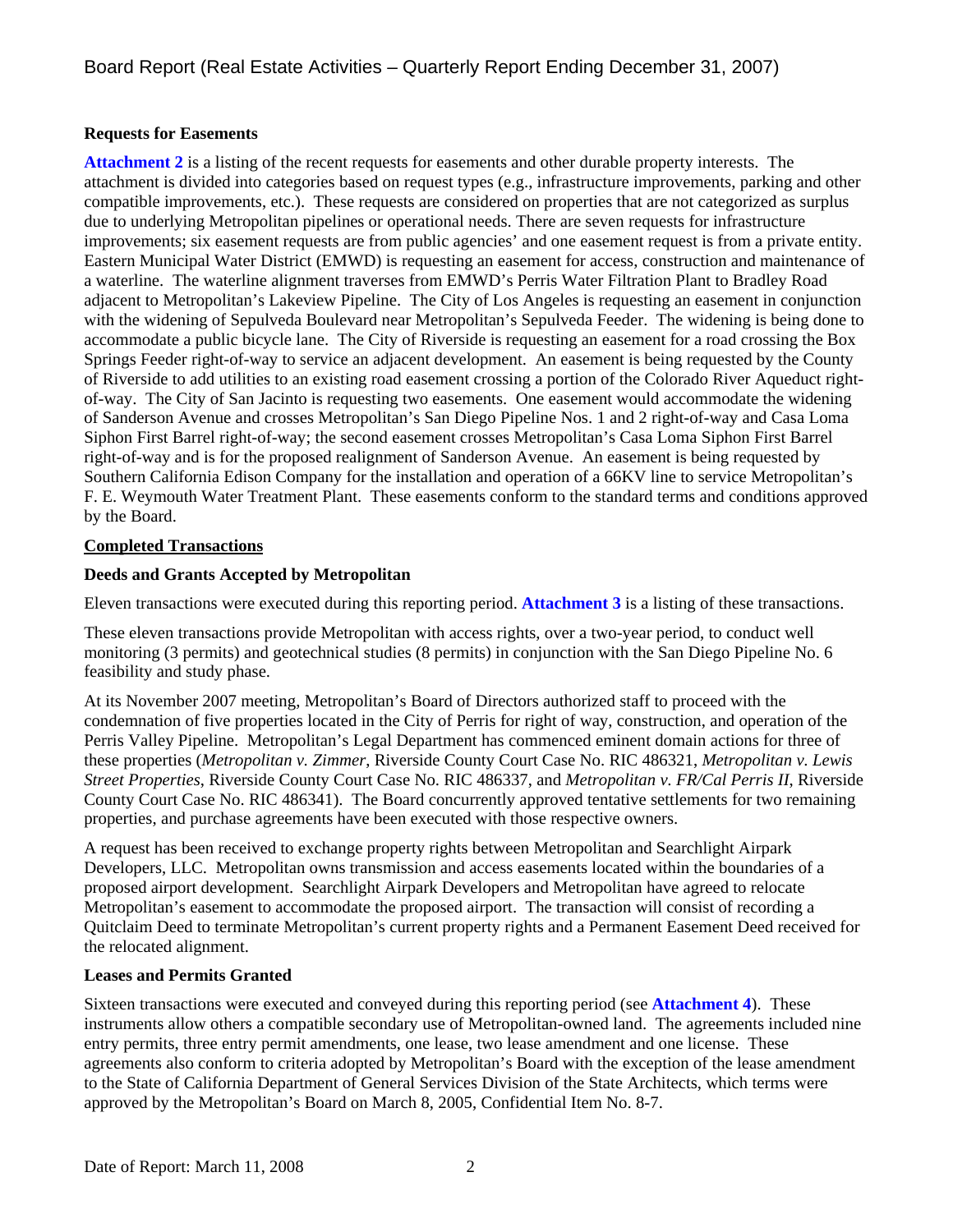### Requests for Easements

**Attachment 2** is a listing of the recent requests for easements and other durable property interests. The attachment is divided into categories based on request types (e.g., infrastructure improvements, parking and other compatible improvements, etc.). These requests are considered on properties that are not categorized as surplus due to underlying Metropolitan pipelines or operational needs. There are seven requests for infrastructure improvements; six easement requests are from public agencies' and one easement request is from a private entity. Eastern Municipal Water District (EMWD) is requesting an easement for access, construction and maintenance of a waterline. The waterline alignment traverses from EMWD's Perris Water Filtration Plant to Bradley Road adjacent to Metropolitan's Lakeview Pipeline. The City of Los Angeles is requesting an easement in conjunction with the widening of Sepulveda Boulevard near Metropolitan's Sepulveda Feeder. The widening is being done to accommodate a public bicycle lane. The City of Riverside is requesting an easement for a road crossing the Box Springs Feeder right-of-way to service an adjacent development. An easement is being requested by the County of Riverside to add utilities to an existing road easement crossing a portion of the Colorado River Aqueduct right-of-way. The City of San Jacinto is requesting two easements. One easement would accommodate the widening of Sanderson Avenue and crosses Metropolitan's San Diego Pipeline Nos. 1 and 2 right-of-way and Casa Loma Siphon First Barrel right-of-way; the second easement crosses Metropolitan's Casa Loma Siphon First Barrel right-of-way and is for the proposed realignment of Sanderson Avenue. An easement is being requested by Southern California Edison Company for the installation and operation of a 66KV line to service Metropolitan's F. E. Weymouth Water Treatment Plant. These easements conform to the standard terms and conditions approved by the Board.

## Completed Transactions

### Deeds and Grants Accepted by Metropolitan

Eleven transactions were executed during this reporting period. **Attachment 3** is a listing of these transactions.

These eleven transactions provide Metropolitan with access rights, over a two-year period, to conduct well monitoring (3 permits) and geotechnical studies (8 permits) in conjunction with the San Diego Pipeline No. 6 feasibility and study phase.

At its November 2007 meeting, Metropolitan's Board of Directors authorized staff to proceed with the condemnation of five properties located in the City of Perris for right of way, construction, and operation of the Perris Valley Pipeline. Metropolitan's Legal Department has commenced eminent domain actions for three of these properties (*Metropolitan v. Zimmer*, Riverside County Court Case No. RIC 486321, *Metropolitan v. Lewis Street Properties*, Riverside County Court Case No. RIC 486337, and *Metropolitan v. FR/Cal Perris II*, Riverside County Court Case No. RIC 486341). The Board concurrently approved tentative settlements for two remaining properties, and purchase agreements have been executed with those respective owners.

A request has been received to exchange property rights between Metropolitan and Searchlight Airpark Developers, LLC. Metropolitan owns transmission and access easements located within the boundaries of a proposed airport development. Searchlight Airpark Developers and Metropolitan have agreed to relocate Metropolitan's easement to accommodate the proposed airport. The transaction will consist of recording a Quitclaim Deed to terminate Metropolitan's current property rights and a Permanent Easement Deed received for the relocated alignment.

### Leases and Permits Granted

Sixteen transactions were executed and conveyed during this reporting period (see **Attachment 4**). These instruments allow others a compatible secondary use of Metropolitan-owned land. The agreements included nine entry permits, three entry permit amendments, one lease, two lease amendment and one license. These agreements also conform to criteria adopted by Metropolitan's Board with the exception of the lease amendment to the State of California Department of General Services Division of the State Architects, which terms were approved by the Metropolitan's Board on March 8, 2005, Confidential Item No. 8-7.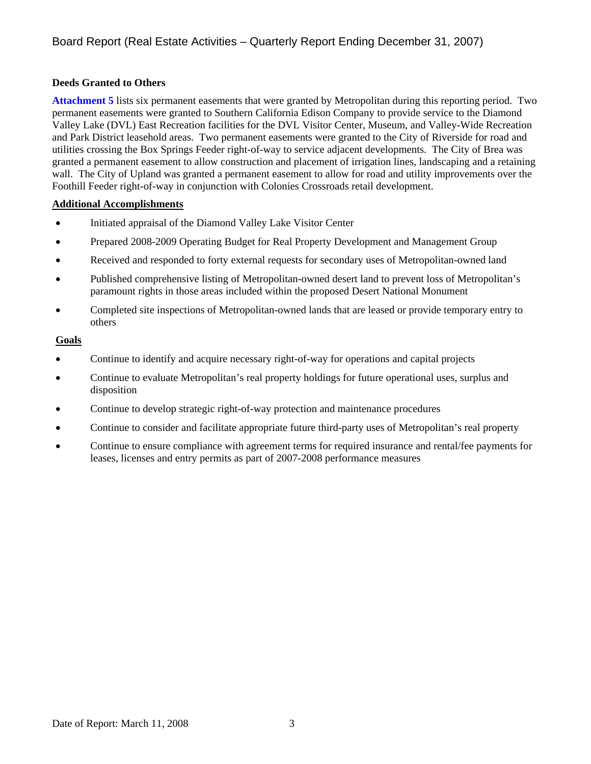### Deeds Granted to Others

**Attachment 5** lists six permanent easements that were granted by Metropolitan during this reporting period. Two permanent easements were granted to Southern California Edison Company to provide service to the Diamond Valley Lake (DVL) East Recreation facilities for the DVL Visitor Center, Museum, and Valley-Wide Recreation and Park District leasehold areas. Two permanent easements were granted to the City of Riverside for road and utilities crossing the Box Springs Feeder right-of-way to service adjacent developments. The City of Brea was granted a permanent easement to allow construction and placement of irrigation lines, landscaping and a retaining wall. The City of Upland was granted a permanent easement to allow for road and utility improvements over the Foothill Feeder right-of-way in conjunction with Colonies Crossroads retail development.

### Additional Accomplishments

- Initiated appraisal of the Diamond Valley Lake Visitor Center
- Prepared 2008-2009 Operating Budget for Real Property Development and Management Group
- Received and responded to forty external requests for secondary uses of Metropolitan-owned land
- Published comprehensive listing of Metropolitan-owned desert land to prevent loss of Metropolitan's paramount rights in those areas included within the proposed Desert National Monument
- Completed site inspections of Metropolitan-owned lands that are leased or provide temporary entry to others

### Goals

- Continue to identify and acquire necessary right-of-way for operations and capital projects
- Continue to evaluate Metropolitan's real property holdings for future operational uses, surplus and disposition
- Continue to develop strategic right-of-way protection and maintenance procedures
- Continue to consider and facilitate appropriate future third-party uses of Metropolitan's real property
- Continue to ensure compliance with agreement terms for required insurance and rental/fee payments for leases, licenses and entry permits as part of 2007-2008 performance measures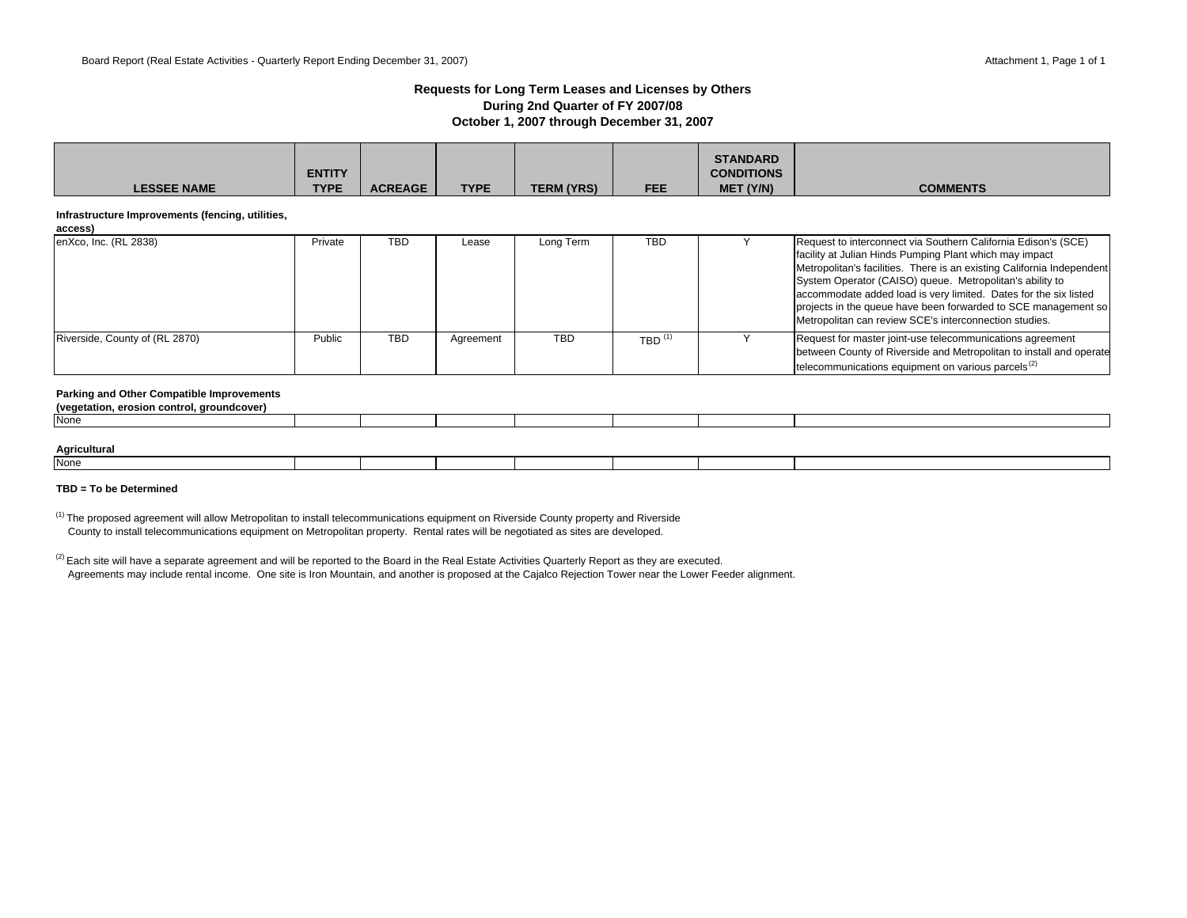## Requests for Long Term Leases and Licenses by Others
## During 2nd Quarter of FY 2007/08
## October 1, 2007 through December 31, 2007

| LESSEE NAME | ENTITY TYPE | ACREAGE | TYPE | TERM (YRS) | FEE | STANDARD CONDITIONS MET (Y/N) | COMMENTS |
|---|---|---|---|---|---|---|---|
| **Infrastructure Improvements (fencing, utilities, access)** | | | | | | | |
| enXco, Inc. (RL 2838) | Private | TBD | Lease | Long Term | TBD | Y | Request to interconnect via Southern California Edison's (SCE) facility at Julian Hinds Pumping Plant which may impact Metropolitan's facilities. There is an existing California Independent System Operator (CAISO) queue. Metropolitan's ability to accommodate added load is very limited. Dates for the six listed projects in the queue have been forwarded to SCE management so Metropolitan can review SCE's interconnection studies. |
| Riverside, County of (RL 2870) | Public | TBD | Agreement | TBD | TBD [1] | Y | Request for master joint-use telecommunications agreement between County of Riverside and Metropolitan to install and operate telecommunications equipment on various parcels [2] |
| **Parking and Other Compatible Improvements (vegetation, erosion control, groundcover)** | | | | | | | |
| None | | | | | | | |
| **Agricultural** | | | | | | | |
| None | | | | | | | |

**TBD = To be Determined**

[1] The proposed agreement will allow Metropolitan to install telecommunications equipment on Riverside County property and Riverside County to install telecommunications equipment on Metropolitan property. Rental rates will be negotiated as sites are developed.

[2] Each site will have a separate agreement and will be reported to the Board in the Real Estate Activities Quarterly Report as they are executed. Agreements may include rental income. One site is Iron Mountain, and another is proposed at the Cajalco Rejection Tower near the Lower Feeder alignment.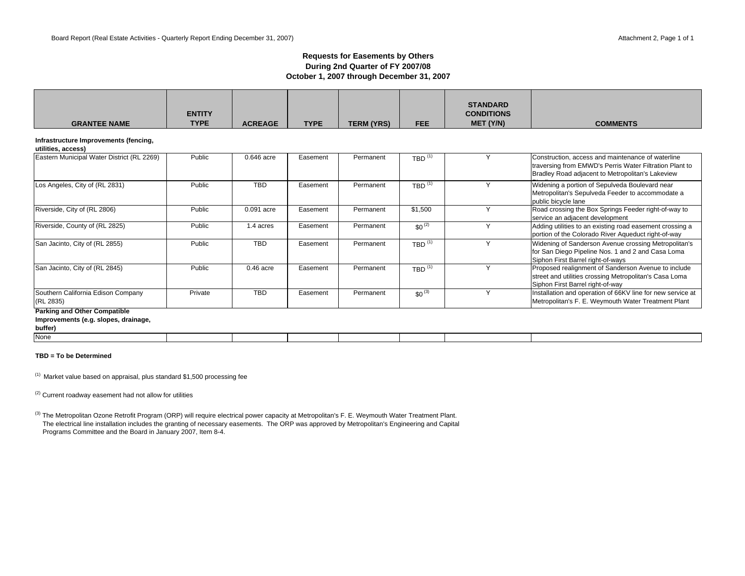## Requests for Easements by Others
## During 2nd Quarter of FY 2007/08
## October 1, 2007 through December 31, 2007

| GRANTEE NAME | ENTITY TYPE | ACREAGE | TYPE | TERM (YRS) | FEE | STANDARD CONDITIONS MET (Y/N) | COMMENTS |
|---|---|---|---|---|---|---|---|
| **Infrastructure Improvements (fencing, utilities, access)** | | | | | | | |
| Eastern Municipal Water District (RL 2269) | Public | 0.646 acre | Easement | Permanent | TBD [1] | Y | Construction, access and maintenance of waterline traversing from EMWD's Perris Water Filtration Plant to Bradley Road adjacent to Metropolitan's Lakeview |
| Los Angeles, City of (RL 2831) | Public | TBD | Easement | Permanent | TBD [1] | Y | Widening a portion of Sepulveda Boulevard near Metropolitan's Sepulveda Feeder to accommodate a public bicycle lane |
| Riverside, City of (RL 2806) | Public | 0.091 acre | Easement | Permanent | $1,500 | Y | Road crossing the Box Springs Feeder right-of-way to service an adjacent development |
| Riverside, County of (RL 2825) | Public | 1.4 acres | Easement | Permanent | $0 [2] | Y | Adding utilities to an existing road easement crossing a portion of the Colorado River Aqueduct right-of-way |
| San Jacinto, City of (RL 2855) | Public | TBD | Easement | Permanent | TBD [1] | Y | Widening of Sanderson Avenue crossing Metropolitan's for San Diego Pipeline Nos. 1 and 2 and Casa Loma Siphon First Barrel right-of-ways |
| San Jacinto, City of (RL 2845) | Public | 0.46 acre | Easement | Permanent | TBD [1] | Y | Proposed realignment of Sanderson Avenue to include street and utilities crossing Metropolitan's Casa Loma Siphon First Barrel right-of-way |
| Southern California Edison Company (RL 2835) | Private | TBD | Easement | Permanent | $0 [3] | Y | Installation and operation of 66KV line for new service at Metropolitan's F. E. Weymouth Water Treatment Plant |
| **Parking and Other Compatible Improvements (e.g. slopes, drainage, buffer)** | | | | | | | |
| None | | | | | | | |

**TBD = To be Determined**

[1] Market value based on appraisal, plus standard $1,500 processing fee

[2] Current roadway easement had not allow for utilities

[3] The Metropolitan Ozone Retrofit Program (ORP) will require electrical power capacity at Metropolitan's F. E. Weymouth Water Treatment Plant. The electrical line installation includes the granting of necessary easements. The ORP was approved by Metropolitan's Engineering and Capital Programs Committee and the Board in January 2007, Item 8-4.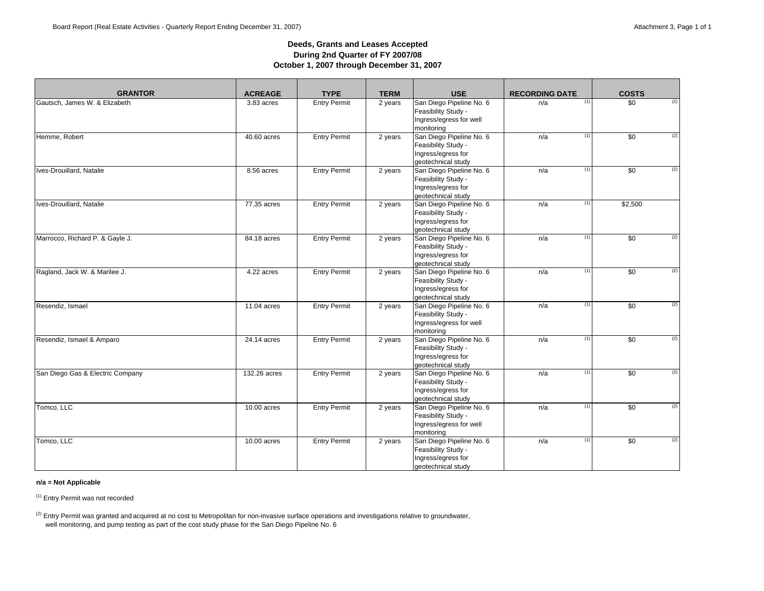### Deeds, Grants and Leases Accepted
### During 2nd Quarter of FY 2007/08
### October 1, 2007 through December 31, 2007

| GRANTOR | ACREAGE | TYPE | TERM | USE | RECORDING DATE | COSTS |
|---|---|---|---|---|---|---|
| Gautsch, James W. & Elizabeth | 3.83 acres | Entry Permit | 2 years | San Diego Pipeline No. 6 Feasibility Study - Ingress/egress for well monitoring | n/a [(1)] | $0 [(2)] |
| Hemme, Robert | 40.60 acres | Entry Permit | 2 years | San Diego Pipeline No. 6 Feasibility Study - Ingress/egress for geotechnical study | n/a [(1)] | $0 [(2)] |
| Ives-Drouillard, Natalie | 8.56 acres | Entry Permit | 2 years | San Diego Pipeline No. 6 Feasibility Study - Ingress/egress for geotechnical study | n/a [(1)] | $0 [(2)] |
| Ives-Drouillard, Natalie | 77.35 acres | Entry Permit | 2 years | San Diego Pipeline No. 6 Feasibility Study - Ingress/egress for geotechnical study | n/a [(1)] | $2,500 |
| Marrocco, Richard P. & Gayle J. | 84.18 acres | Entry Permit | 2 years | San Diego Pipeline No. 6 Feasibility Study - Ingress/egress for geotechnical study | n/a [(1)] | $0 [(2)] |
| Ragland, Jack W. & Marilee J. | 4.22 acres | Entry Permit | 2 years | San Diego Pipeline No. 6 Feasibility Study - Ingress/egress for geotechnical study | n/a [(1)] | $0 [(2)] |
| Resendiz, Ismael | 11.04 acres | Entry Permit | 2 years | San Diego Pipeline No. 6 Feasibility Study - Ingress/egress for well monitoring | n/a [(1)] | $0 [(2)] |
| Resendiz, Ismael & Amparo | 24.14 acres | Entry Permit | 2 years | San Diego Pipeline No. 6 Feasibility Study - Ingress/egress for geotechnical study | n/a [(1)] | $0 [(2)] |
| San Diego Gas & Electric Company | 132.26 acres | Entry Permit | 2 years | San Diego Pipeline No. 6 Feasibility Study - Ingress/egress for geotechnical study | n/a [(1)] | $0 [(2)] |
| Tomco, LLC | 10.00 acres | Entry Permit | 2 years | San Diego Pipeline No. 6 Feasibility Study - Ingress/egress for well monitoring | n/a [(1)] | $0 [(2)] |
| Tomco, LLC | 10.00 acres | Entry Permit | 2 years | San Diego Pipeline No. 6 Feasibility Study - Ingress/egress for geotechnical study | n/a [(1)] | $0 [(2)] |

**n/a = Not Applicable**

[(1)] Entry Permit was not recorded

[(2)] Entry Permit was granted and acquired at no cost to Metropolitan for non-invasive surface operations and investigations relative to groundwater, well monitoring, and pump testing as part of the cost study phase for the San Diego Pipeline No. 6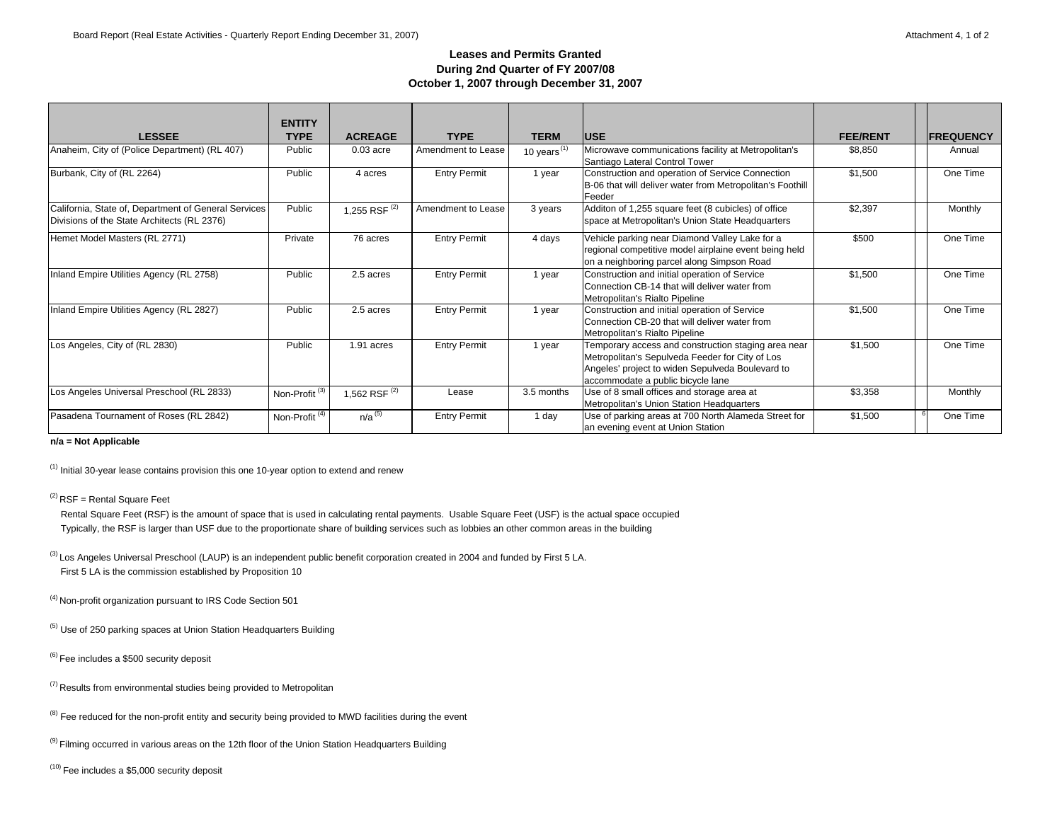## Leases and Permits Granted
## During 2nd Quarter of FY 2007/08
## October 1, 2007 through December 31, 2007

| LESSEE | ENTITY TYPE | ACREAGE | TYPE | TERM | USE | FEE/RENT | | FREQUENCY |
|---|---|---|---|---|---|---|---|---|
| Anaheim, City of (Police Department) (RL 407) | Public | 0.03 acre | Amendment to Lease | 10 years [1] | Microwave communications facility at Metropolitan's Santiago Lateral Control Tower | $8,850 | | Annual |
| Burbank, City of (RL 2264) | Public | 4 acres | Entry Permit | 1 year | Construction and operation of Service Connection B-06 that will deliver water from Metropolitan's Foothill Feeder | $1,500 | | One Time |
| California, State of, Department of General Services Divisions of the State Architects (RL 2376) | Public | 1,255 RSF [2] | Amendment to Lease | 3 years | Additon of 1,255 square feet (8 cubicles) of office space at Metropolitan's Union State Headquarters | $2,397 | | Monthly |
| Hemet Model Masters (RL 2771) | Private | 76 acres | Entry Permit | 4 days | Vehicle parking near Diamond Valley Lake for a regional competitive model airplaine event being held on a neighboring parcel along Simpson Road | $500 | | One Time |
| Inland Empire Utilities Agency (RL 2758) | Public | 2.5 acres | Entry Permit | 1 year | Construction and initial operation of Service Connection CB-14 that will deliver water from Metropolitan's Rialto Pipeline | $1,500 | | One Time |
| Inland Empire Utilities Agency (RL 2827) | Public | 2.5 acres | Entry Permit | 1 year | Construction and initial operation of Service Connection CB-20 that will deliver water from Metropolitan's Rialto Pipeline | $1,500 | | One Time |
| Los Angeles, City of (RL 2830) | Public | 1.91 acres | Entry Permit | 1 year | Temporary access and construction staging area near Metropolitan's Sepulveda Feeder for City of Los Angeles' project to widen Sepulveda Boulevard to accommodate a public bicycle lane | $1,500 | | One Time |
| Los Angeles Universal Preschool (RL 2833) | Non-Profit [3] | 1,562 RSF [2] | Lease | 3.5 months | Use of 8 small offices and storage area at Metropolitan's Union Station Headquarters | $3,358 | | Monthly |
| Pasadena Tournament of Roses (RL 2842) | Non-Profit [4] | n/a [5] | Entry Permit | 1 day | Use of parking areas at 700 North Alameda Street for an evening event at Union Station | $1,500 | [6] | One Time |

**n/a = Not Applicable**

[1] Initial 30-year lease contains provision this one 10-year option to extend and renew

[2] RSF = Rental Square Feet
Rental Square Feet (RSF) is the amount of space that is used in calculating rental payments. Usable Square Feet (USF) is the actual space occupied
Typically, the RSF is larger than USF due to the proportionate share of building services such as lobbies an other common areas in the building

[3] Los Angeles Universal Preschool (LAUP) is an independent public benefit corporation created in 2004 and funded by First 5 LA.
First 5 LA is the commission established by Proposition 10

[4] Non-profit organization pursuant to IRS Code Section 501

[5] Use of 250 parking spaces at Union Station Headquarters Building

[6] Fee includes a $500 security deposit

[7] Results from environmental studies being provided to Metropolitan

[8] Fee reduced for the non-profit entity and security being provided to MWD facilities during the event

[9] Filming occurred in various areas on the 12th floor of the Union Station Headquarters Building

[10] Fee includes a $5,000 security deposit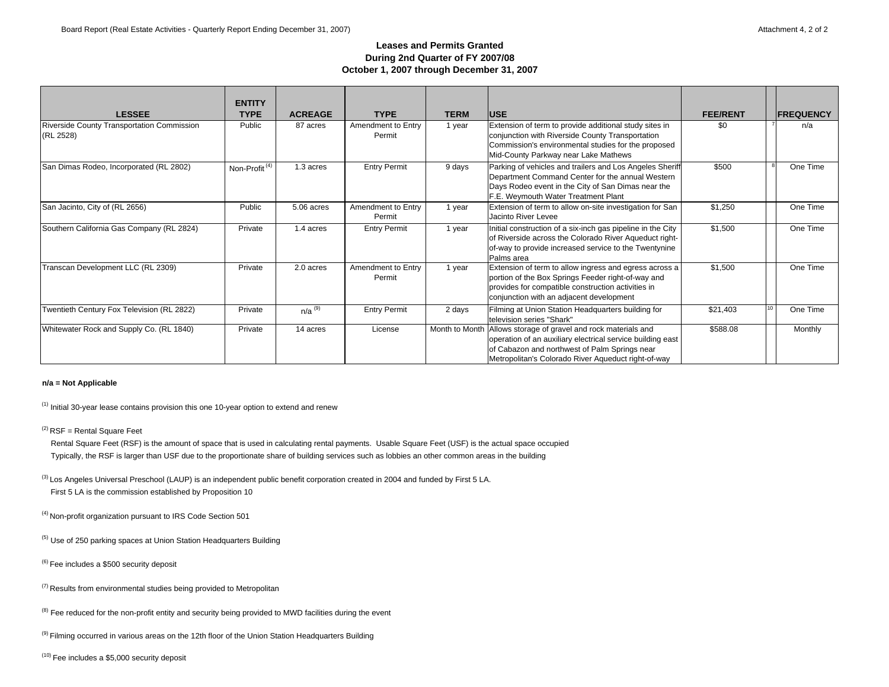### Leases and Permits Granted
### During 2nd Quarter of FY 2007/08
### October 1, 2007 through December 31, 2007

| LESSEE | ENTITY TYPE | ACREAGE | TYPE | TERM | USE | FEE/RENT | | FREQUENCY |
|---|---|---|---|---|---|---|---|---|
| Riverside County Transportation Commission (RL 2528) | Public | 87 acres | Amendment to Entry Permit | 1 year | Extension of term to provide additional study sites in conjunction with Riverside County Transportation Commission's environmental studies for the proposed Mid-County Parkway near Lake Mathews | $0 | 7 | n/a |
| San Dimas Rodeo, Incorporated (RL 2802) | Non-Profit [4] | 1.3 acres | Entry Permit | 9 days | Parking of vehicles and trailers and Los Angeles Sheriff Department Command Center for the annual Western Days Rodeo event in the City of San Dimas near the F.E. Weymouth Water Treatment Plant | $500 | 8 | One Time |
| San Jacinto, City of (RL 2656) | Public | 5.06 acres | Amendment to Entry Permit | 1 year | Extension of term to allow on-site investigation for San Jacinto River Levee | $1,250 | | One Time |
| Southern California Gas Company (RL 2824) | Private | 1.4 acres | Entry Permit | 1 year | Initial construction of a six-inch gas pipeline in the City of Riverside across the Colorado River Aqueduct right-of-way to provide increased service to the Twentynine Palms area | $1,500 | | One Time |
| Transcan Development LLC (RL 2309) | Private | 2.0 acres | Amendment to Entry Permit | 1 year | Extension of term to allow ingress and egress across a portion of the Box Springs Feeder right-of-way and provides for compatible construction activities in conjunction with an adjacent development | $1,500 | | One Time |
| Twentieth Century Fox Television (RL 2822) | Private | n/a [9] | Entry Permit | 2 days | Filming at Union Station Headquarters building for television series "Shark" | $21,403 | 10 | One Time |
| Whitewater Rock and Supply Co. (RL 1840) | Private | 14 acres | License | Month to Month | Allows storage of gravel and rock materials and operation of an auxiliary electrical service building east of Cabazon and northwest of Palm Springs near Metropolitan's Colorado River Aqueduct right-of-way | $588.08 | | Monthly |

**n/a = Not Applicable**

[1] Initial 30-year lease contains provision this one 10-year option to extend and renew

[2] RSF = Rental Square Feet
Rental Square Feet (RSF) is the amount of space that is used in calculating rental payments. Usable Square Feet (USF) is the actual space occupied
Typically, the RSF is larger than USF due to the proportionate share of building services such as lobbies an other common areas in the building

[3] Los Angeles Universal Preschool (LAUP) is an independent public benefit corporation created in 2004 and funded by First 5 LA.
First 5 LA is the commission established by Proposition 10

[4] Non-profit organization pursuant to IRS Code Section 501

[5] Use of 250 parking spaces at Union Station Headquarters Building

[6] Fee includes a $500 security deposit

[7] Results from environmental studies being provided to Metropolitan

[8] Fee reduced for the non-profit entity and security being provided to MWD facilities during the event

[9] Filming occurred in various areas on the 12th floor of the Union Station Headquarters Building

[10] Fee includes a $5,000 security deposit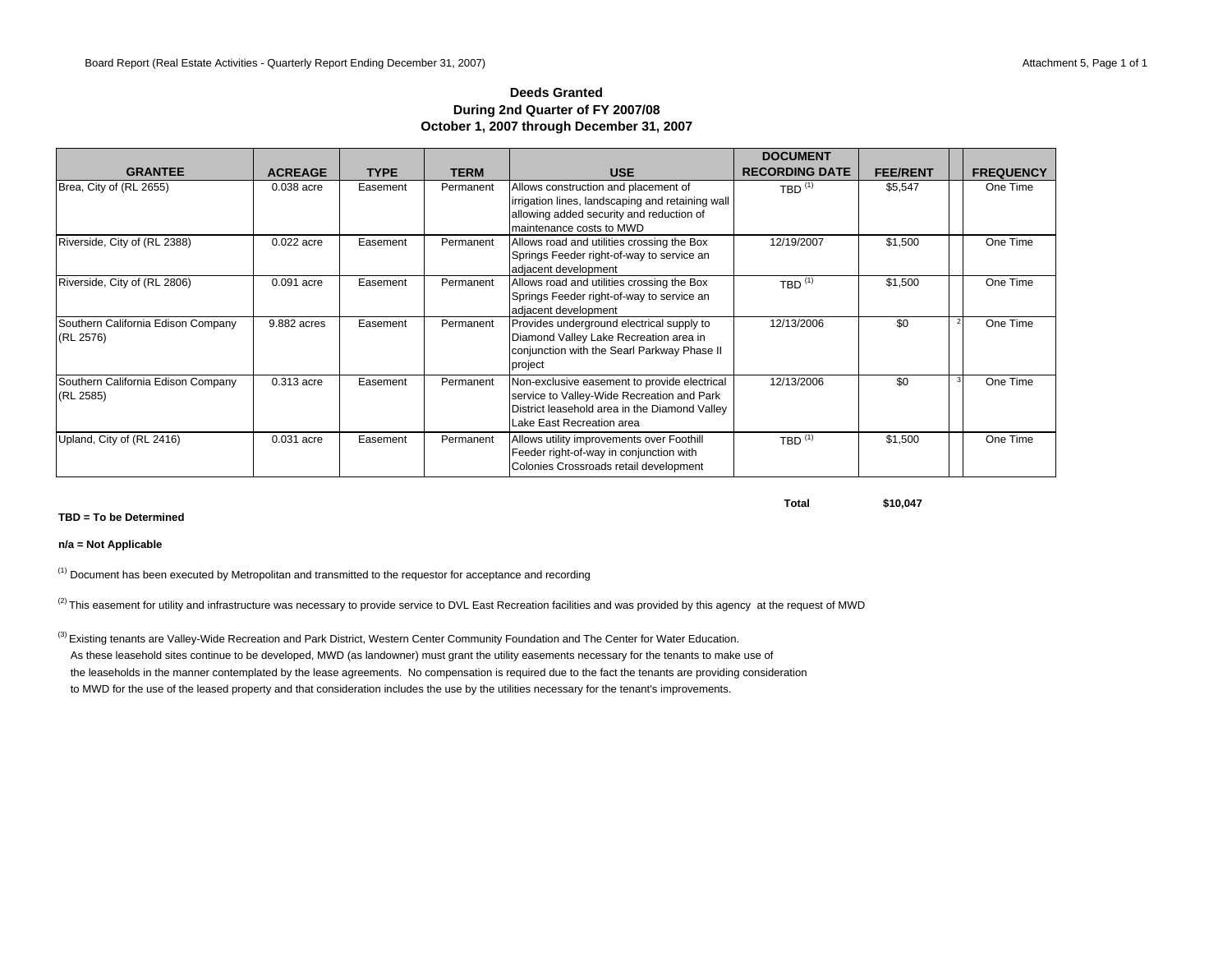### Deeds Granted
### During 2nd Quarter of FY 2007/08
### October 1, 2007 through December 31, 2007

| GRANTEE | ACREAGE | TYPE | TERM | USE | DOCUMENT RECORDING DATE | FEE/RENT | | FREQUENCY |
|---|---|---|---|---|---|---|---|---|
| Brea, City of (RL 2655) | 0.038 acre | Easement | Permanent | Allows construction and placement of irrigation lines, landscaping and retaining wall allowing added security and reduction of maintenance costs to MWD | TBD (1) | $5,547 | | One Time |
| Riverside, City of (RL 2388) | 0.022 acre | Easement | Permanent | Allows road and utilities crossing the Box Springs Feeder right-of-way to service an adjacent development | 12/19/2007 | $1,500 | | One Time |
| Riverside, City of (RL 2806) | 0.091 acre | Easement | Permanent | Allows road and utilities crossing the Box Springs Feeder right-of-way to service an adjacent development | TBD (1) | $1,500 | | One Time |
| Southern California Edison Company (RL 2576) | 9.882 acres | Easement | Permanent | Provides underground electrical supply to Diamond Valley Lake Recreation area in conjunction with the Searl Parkway Phase II project | 12/13/2006 | $0 | 2 | One Time |
| Southern California Edison Company (RL 2585) | 0.313 acre | Easement | Permanent | Non-exclusive easement to provide electrical service to Valley-Wide Recreation and Park District leasehold area in the Diamond Valley Lake East Recreation area | 12/13/2006 | $0 | 3 | One Time |
| Upland, City of (RL 2416) | 0.031 acre | Easement | Permanent | Allows utility improvements over Foothill Feeder right-of-way in conjunction with Colonies Crossroads retail development | TBD (1) | $1,500 | | One Time |
| | | | | | **Total** | **$10,047** | | |

**TBD = To be Determined**

**n/a = Not Applicable**

(1) Document has been executed by Metropolitan and transmitted to the requestor for acceptance and recording

(2) This easement for utility and infrastructure was necessary to provide service to DVL East Recreation facilities and was provided by this agency at the request of MWD

(3) Existing tenants are Valley-Wide Recreation and Park District, Western Center Community Foundation and The Center for Water Education. As these leasehold sites continue to be developed, MWD (as landowner) must grant the utility easements necessary for the tenants to make use of the leaseholds in the manner contemplated by the lease agreements. No compensation is required due to the fact the tenants are providing consideration to MWD for the use of the leased property and that consideration includes the use by the utilities necessary for the tenant's improvements.